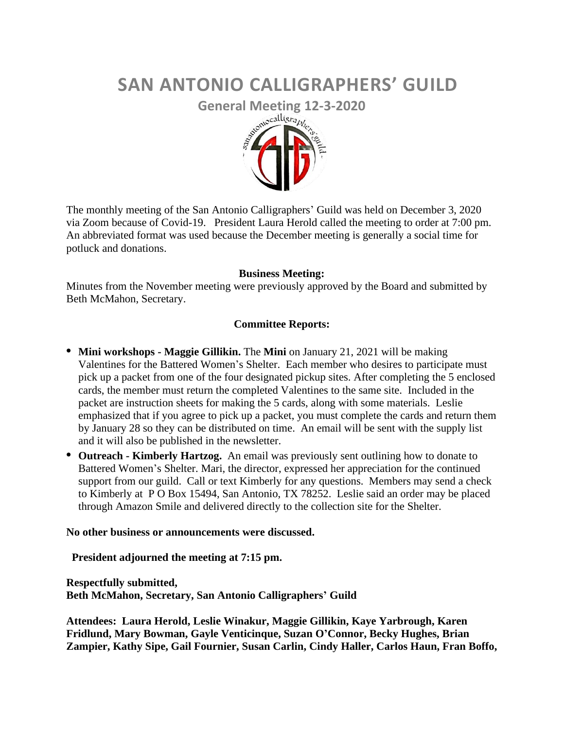# SAN ANTONIO CALLIGRAPHERS' GUILD

## General Meeting 12-3-2020

The monthly meeting of the San Antonio Calligraphers' Guild was held on December 3, 2020 via Zoom because of Covid-19. President Laura Herold called the meeting to order at 7:00 pm. An abbreviated format was used because the December meeting is generally a social time for potluck and donations.

**Business Meeting:**

Minutes from the November meeting were previously approved by the Board and submitted by Beth McMahon, Secretary.

**Committee Reports:**

- **Mini workshops - Maggie Gillikin.** The **Mini** on January 21, 2021 will be making Valentines for the Battered Women's Shelter. Each member who desires to participate must pick up a packet from one of the four designated pickup sites. After completing the 5 enclosed cards, the member must return the completed Valentines to the same site. Included in the packet are instruction sheets for making the 5 cards, along with some materials. Leslie emphasized that if you agree to pick up a packet, you must complete the cards and return them by January 28 so they can be distributed on time. An email will be sent with the supply list and it will also be published in the newsletter.
- **Outreach - Kimberly Hartzog.** An email was previously sent outlining how to donate to Battered Women's Shelter. Mari, the director, expressed her appreciation for the continued support from our guild. Call or text Kimberly for any questions. Members may send a check to Kimberly at P O Box 15494, San Antonio, TX 78252. Leslie said an order may be placed through Amazon Smile and delivered directly to the collection site for the Shelter.

**No other business or announcements were discussed.**

**President adjourned the meeting at 7:15 pm.**

**Respectfully submitted,**
**Beth McMahon, Secretary, San Antonio Calligraphers' Guild**

**Attendees: Laura Herold, Leslie Winakur, Maggie Gillikin, Kaye Yarbrough, Karen Fridlund, Mary Bowman, Gayle Venticinque, Suzan O'Connor, Becky Hughes, Brian Zampier, Kathy Sipe, Gail Fournier, Susan Carlin, Cindy Haller, Carlos Haun, Fran Boffo,**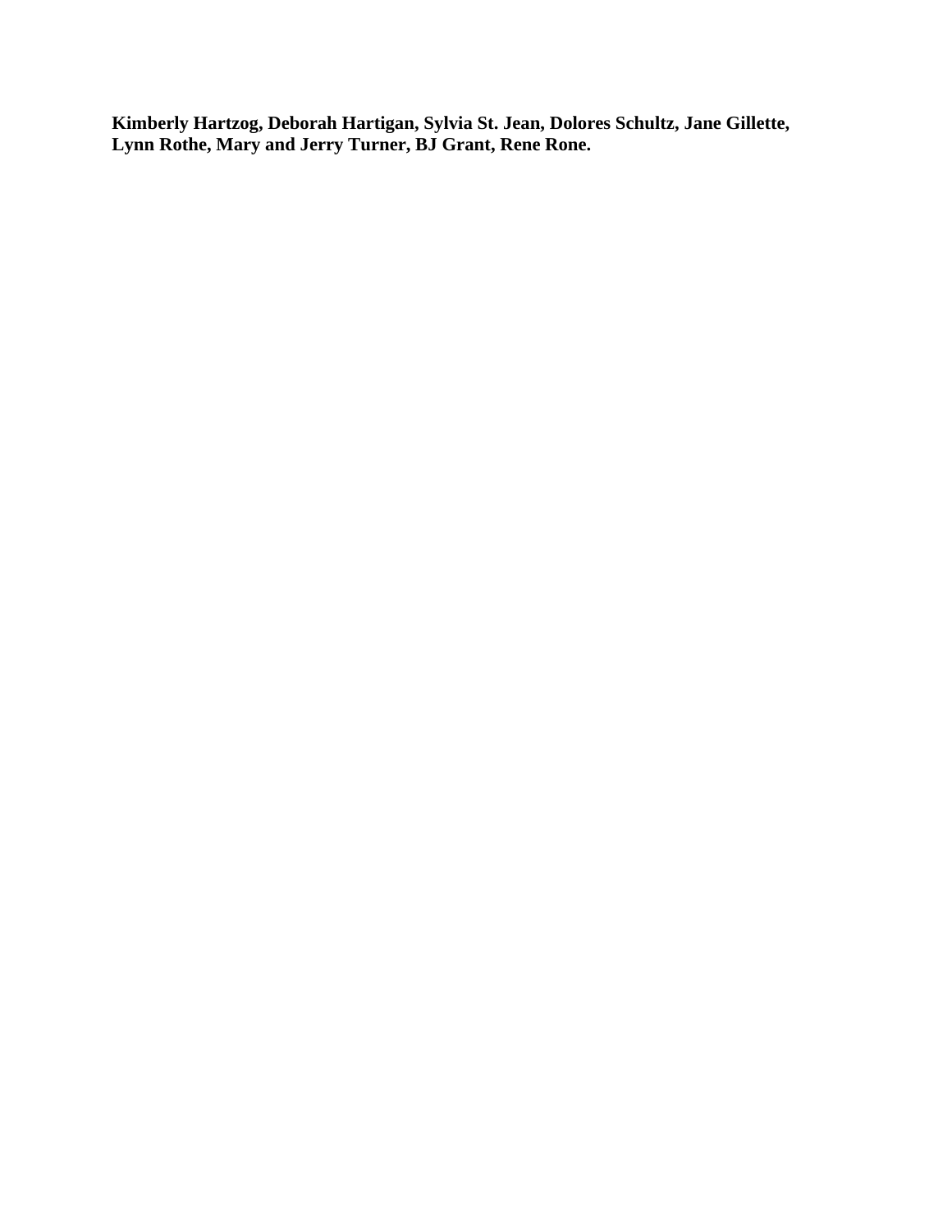**Kimberly Hartzog, Deborah Hartigan, Sylvia St. Jean, Dolores Schultz, Jane Gillette, Lynn Rothe, Mary and Jerry Turner, BJ Grant, Rene Rone.**